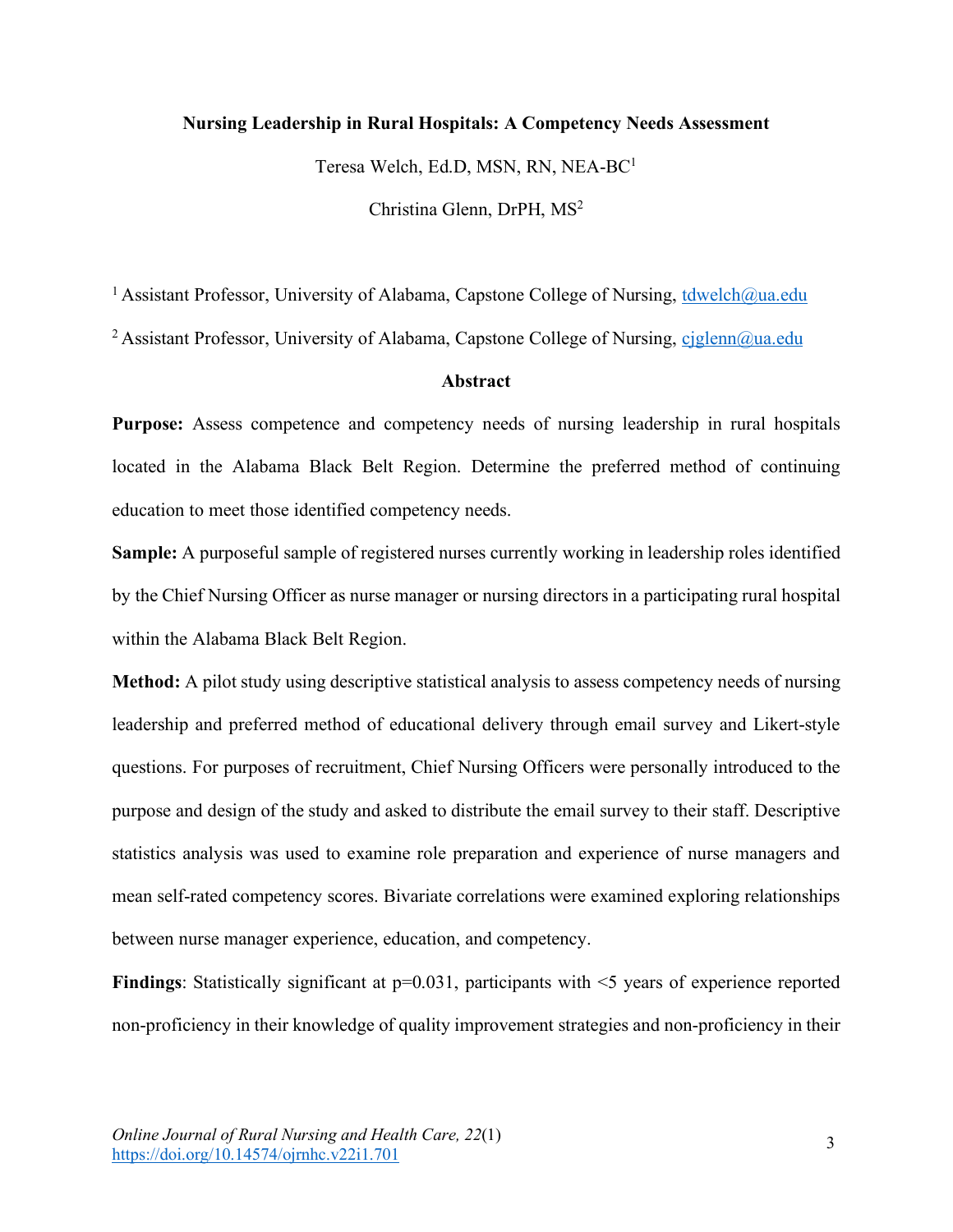# Nursing Leadership in Rural Hospitals: A Competency Needs Assessment

Teresa Welch, Ed.D, MSN, RN, NEA-BC[1]

Christina Glenn, DrPH, MS[2]

[1] Assistant Professor, University of Alabama, Capstone College of Nursing, tdwelch@ua.edu

[2] Assistant Professor, University of Alabama, Capstone College of Nursing, cjglenn@ua.edu

## Abstract

**Purpose:** Assess competence and competency needs of nursing leadership in rural hospitals located in the Alabama Black Belt Region. Determine the preferred method of continuing education to meet those identified competency needs.

**Sample:** A purposeful sample of registered nurses currently working in leadership roles identified by the Chief Nursing Officer as nurse manager or nursing directors in a participating rural hospital within the Alabama Black Belt Region.

**Method:** A pilot study using descriptive statistical analysis to assess competency needs of nursing leadership and preferred method of educational delivery through email survey and Likert-style questions. For purposes of recruitment, Chief Nursing Officers were personally introduced to the purpose and design of the study and asked to distribute the email survey to their staff. Descriptive statistics analysis was used to examine role preparation and experience of nurse managers and mean self-rated competency scores. Bivariate correlations were examined exploring relationships between nurse manager experience, education, and competency.

**Findings**: Statistically significant at $p=0.031$, participants with <5 years of experience reported non-proficiency in their knowledge of quality improvement strategies and non-proficiency in their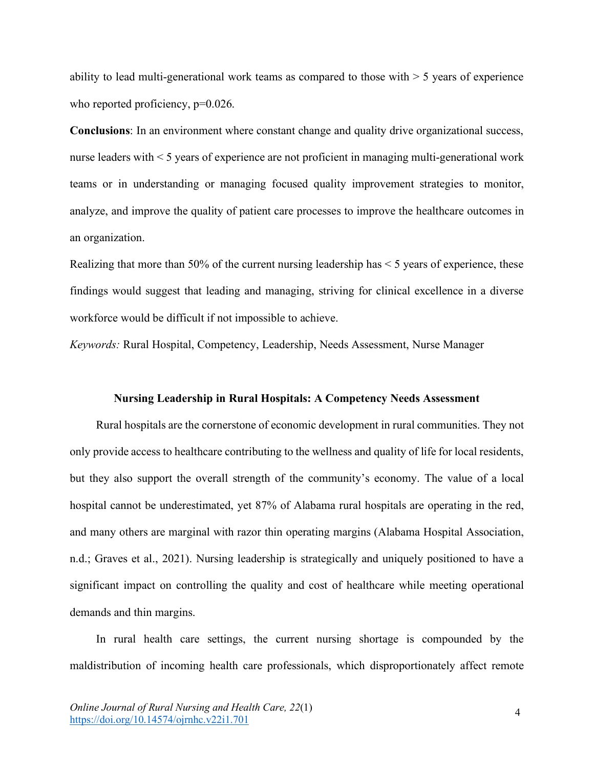ability to lead multi-generational work teams as compared to those with > 5 years of experience who reported proficiency, $p=0.026$.

**Conclusions**: In an environment where constant change and quality drive organizational success, nurse leaders with < 5 years of experience are not proficient in managing multi-generational work teams or in understanding or managing focused quality improvement strategies to monitor, analyze, and improve the quality of patient care processes to improve the healthcare outcomes in an organization.

Realizing that more than 50% of the current nursing leadership has < 5 years of experience, these findings would suggest that leading and managing, striving for clinical excellence in a diverse workforce would be difficult if not impossible to achieve.

*Keywords:* Rural Hospital, Competency, Leadership, Needs Assessment, Nurse Manager

## Nursing Leadership in Rural Hospitals: A Competency Needs Assessment

Rural hospitals are the cornerstone of economic development in rural communities. They not only provide access to healthcare contributing to the wellness and quality of life for local residents, but they also support the overall strength of the community's economy. The value of a local hospital cannot be underestimated, yet 87% of Alabama rural hospitals are operating in the red, and many others are marginal with razor thin operating margins (Alabama Hospital Association, n.d.; Graves et al., 2021). Nursing leadership is strategically and uniquely positioned to have a significant impact on controlling the quality and cost of healthcare while meeting operational demands and thin margins.

In rural health care settings, the current nursing shortage is compounded by the maldistribution of incoming health care professionals, which disproportionately affect remote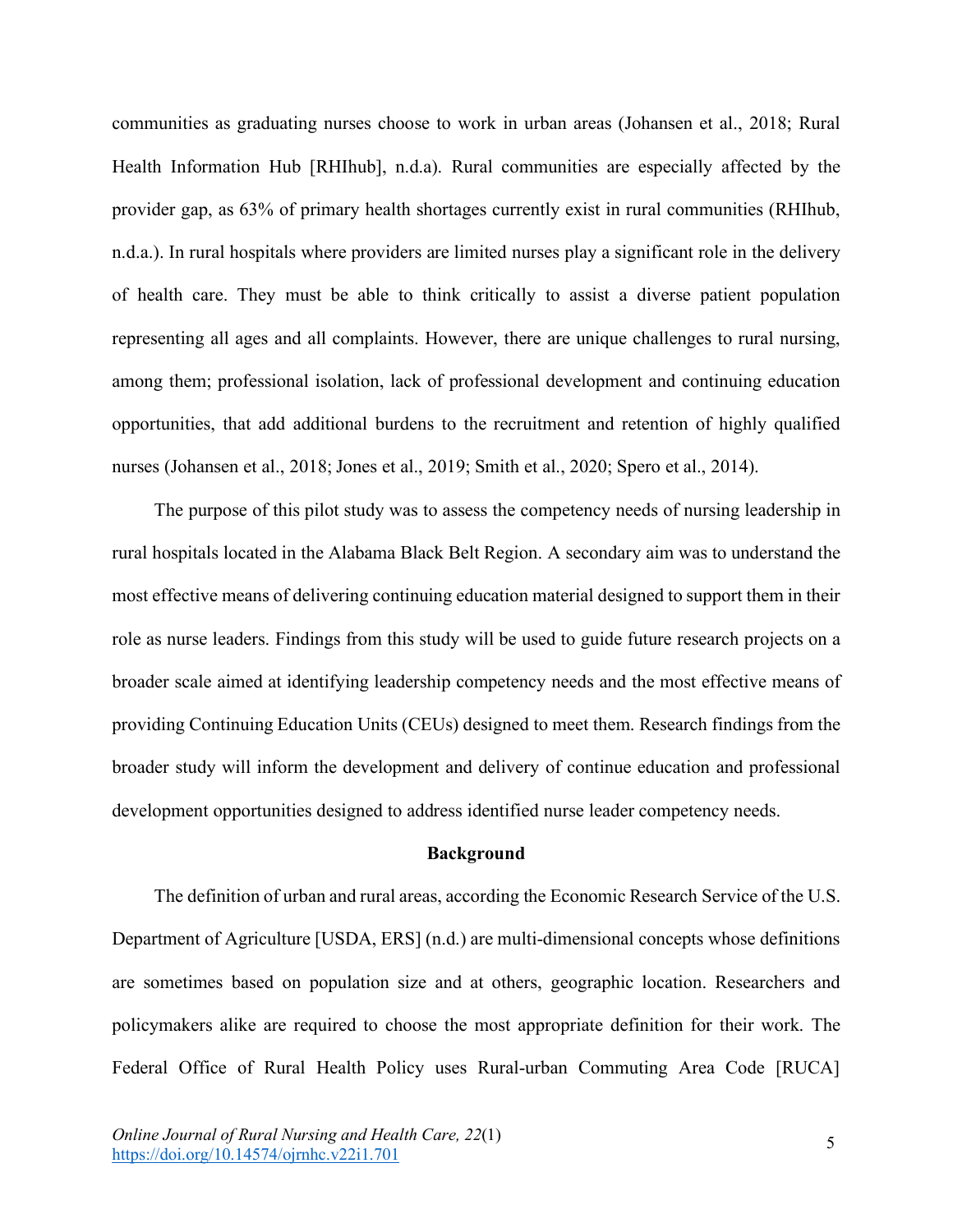communities as graduating nurses choose to work in urban areas (Johansen et al., 2018; Rural Health Information Hub [RHIhub], n.d.a). Rural communities are especially affected by the provider gap, as 63% of primary health shortages currently exist in rural communities (RHIhub, n.d.a.). In rural hospitals where providers are limited nurses play a significant role in the delivery of health care. They must be able to think critically to assist a diverse patient population representing all ages and all complaints. However, there are unique challenges to rural nursing, among them; professional isolation, lack of professional development and continuing education opportunities, that add additional burdens to the recruitment and retention of highly qualified nurses (Johansen et al., 2018; Jones et al., 2019; Smith et al., 2020; Spero et al., 2014).

The purpose of this pilot study was to assess the competency needs of nursing leadership in rural hospitals located in the Alabama Black Belt Region. A secondary aim was to understand the most effective means of delivering continuing education material designed to support them in their role as nurse leaders. Findings from this study will be used to guide future research projects on a broader scale aimed at identifying leadership competency needs and the most effective means of providing Continuing Education Units (CEUs) designed to meet them. Research findings from the broader study will inform the development and delivery of continue education and professional development opportunities designed to address identified nurse leader competency needs.

## Background

The definition of urban and rural areas, according the Economic Research Service of the U.S. Department of Agriculture [USDA, ERS] (n.d.) are multi-dimensional concepts whose definitions are sometimes based on population size and at others, geographic location. Researchers and policymakers alike are required to choose the most appropriate definition for their work. The Federal Office of Rural Health Policy uses Rural-urban Commuting Area Code [RUCA]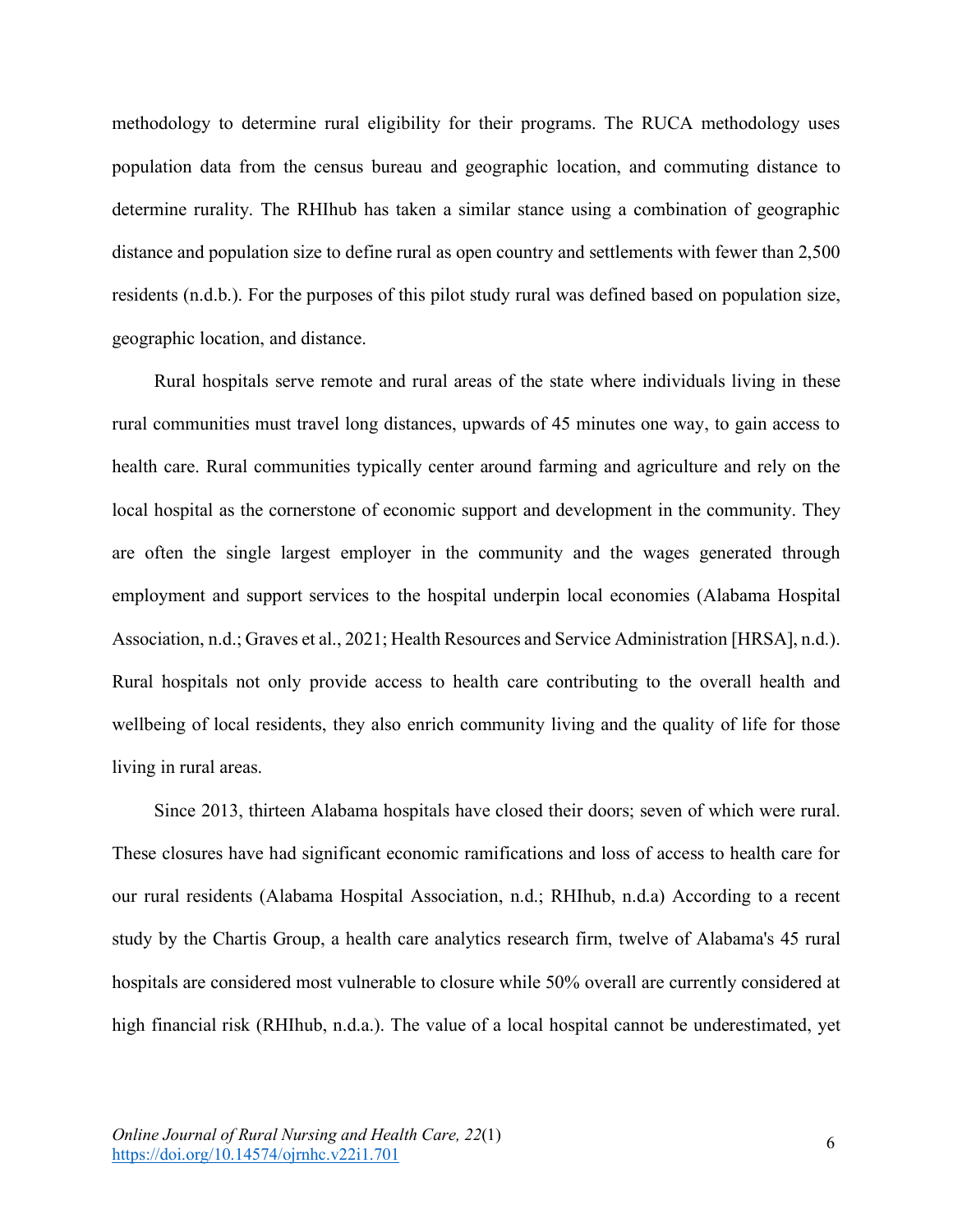methodology to determine rural eligibility for their programs. The RUCA methodology uses population data from the census bureau and geographic location, and commuting distance to determine rurality. The RHIhub has taken a similar stance using a combination of geographic distance and population size to define rural as open country and settlements with fewer than 2,500 residents (n.d.b.). For the purposes of this pilot study rural was defined based on population size, geographic location, and distance.

Rural hospitals serve remote and rural areas of the state where individuals living in these rural communities must travel long distances, upwards of 45 minutes one way, to gain access to health care. Rural communities typically center around farming and agriculture and rely on the local hospital as the cornerstone of economic support and development in the community. They are often the single largest employer in the community and the wages generated through employment and support services to the hospital underpin local economies (Alabama Hospital Association, n.d.; Graves et al., 2021; Health Resources and Service Administration [HRSA], n.d.). Rural hospitals not only provide access to health care contributing to the overall health and wellbeing of local residents, they also enrich community living and the quality of life for those living in rural areas.

Since 2013, thirteen Alabama hospitals have closed their doors; seven of which were rural. These closures have had significant economic ramifications and loss of access to health care for our rural residents (Alabama Hospital Association, n.d.; RHIhub, n.d.a) According to a recent study by the Chartis Group, a health care analytics research firm, twelve of Alabama's 45 rural hospitals are considered most vulnerable to closure while 50% overall are currently considered at high financial risk (RHIhub, n.d.a.). The value of a local hospital cannot be underestimated, yet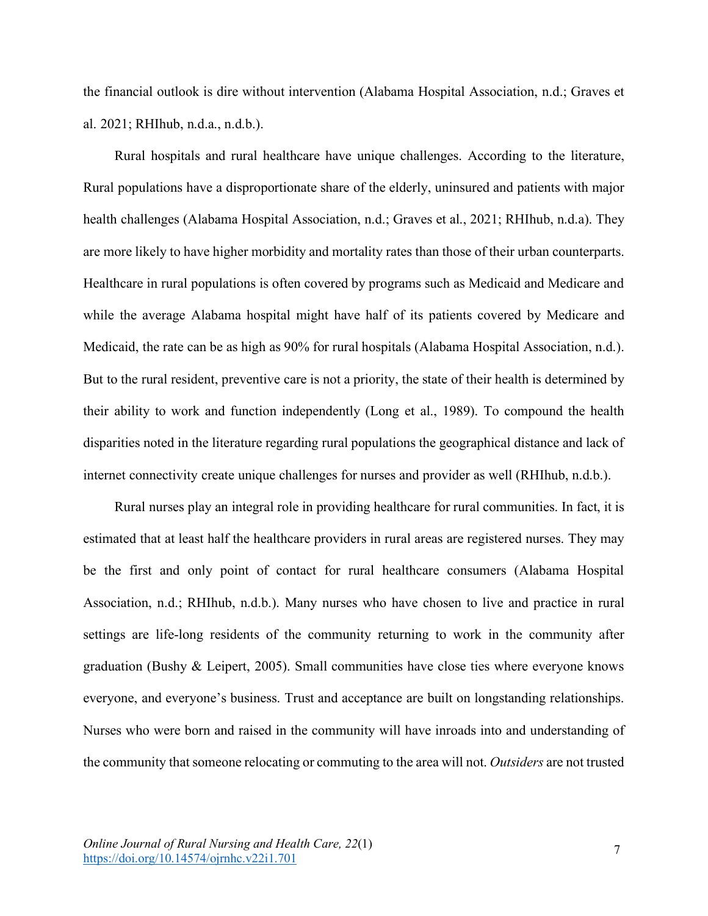the financial outlook is dire without intervention (Alabama Hospital Association, n.d.; Graves et al. 2021; RHIhub, n.d.a., n.d.b.).

Rural hospitals and rural healthcare have unique challenges. According to the literature, Rural populations have a disproportionate share of the elderly, uninsured and patients with major health challenges (Alabama Hospital Association, n.d.; Graves et al., 2021; RHIhub, n.d.a). They are more likely to have higher morbidity and mortality rates than those of their urban counterparts. Healthcare in rural populations is often covered by programs such as Medicaid and Medicare and while the average Alabama hospital might have half of its patients covered by Medicare and Medicaid, the rate can be as high as 90% for rural hospitals (Alabama Hospital Association, n.d.). But to the rural resident, preventive care is not a priority, the state of their health is determined by their ability to work and function independently (Long et al., 1989). To compound the health disparities noted in the literature regarding rural populations the geographical distance and lack of internet connectivity create unique challenges for nurses and provider as well (RHIhub, n.d.b.).

Rural nurses play an integral role in providing healthcare for rural communities. In fact, it is estimated that at least half the healthcare providers in rural areas are registered nurses. They may be the first and only point of contact for rural healthcare consumers (Alabama Hospital Association, n.d.; RHIhub, n.d.b.). Many nurses who have chosen to live and practice in rural settings are life-long residents of the community returning to work in the community after graduation (Bushy & Leipert, 2005). Small communities have close ties where everyone knows everyone, and everyone's business. Trust and acceptance are built on longstanding relationships. Nurses who were born and raised in the community will have inroads into and understanding of the community that someone relocating or commuting to the area will not. *Outsiders* are not trusted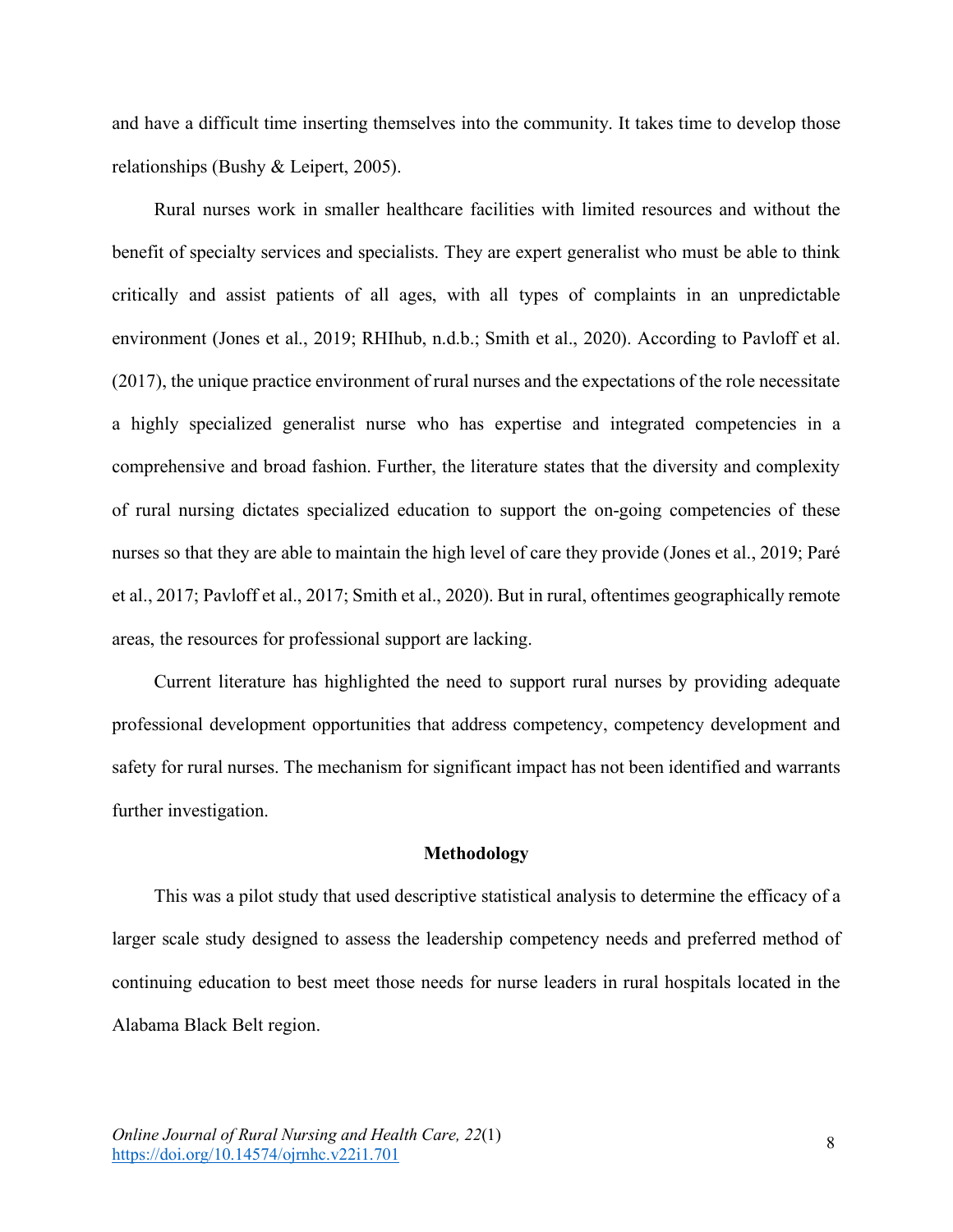and have a difficult time inserting themselves into the community. It takes time to develop those relationships (Bushy & Leipert, 2005).

Rural nurses work in smaller healthcare facilities with limited resources and without the benefit of specialty services and specialists. They are expert generalist who must be able to think critically and assist patients of all ages, with all types of complaints in an unpredictable environment (Jones et al., 2019; RHIhub, n.d.b.; Smith et al., 2020). According to Pavloff et al. (2017), the unique practice environment of rural nurses and the expectations of the role necessitate a highly specialized generalist nurse who has expertise and integrated competencies in a comprehensive and broad fashion. Further, the literature states that the diversity and complexity of rural nursing dictates specialized education to support the on-going competencies of these nurses so that they are able to maintain the high level of care they provide (Jones et al., 2019; Paré et al., 2017; Pavloff et al., 2017; Smith et al., 2020). But in rural, oftentimes geographically remote areas, the resources for professional support are lacking.

Current literature has highlighted the need to support rural nurses by providing adequate professional development opportunities that address competency, competency development and safety for rural nurses. The mechanism for significant impact has not been identified and warrants further investigation.

## Methodology

This was a pilot study that used descriptive statistical analysis to determine the efficacy of a larger scale study designed to assess the leadership competency needs and preferred method of continuing education to best meet those needs for nurse leaders in rural hospitals located in the Alabama Black Belt region.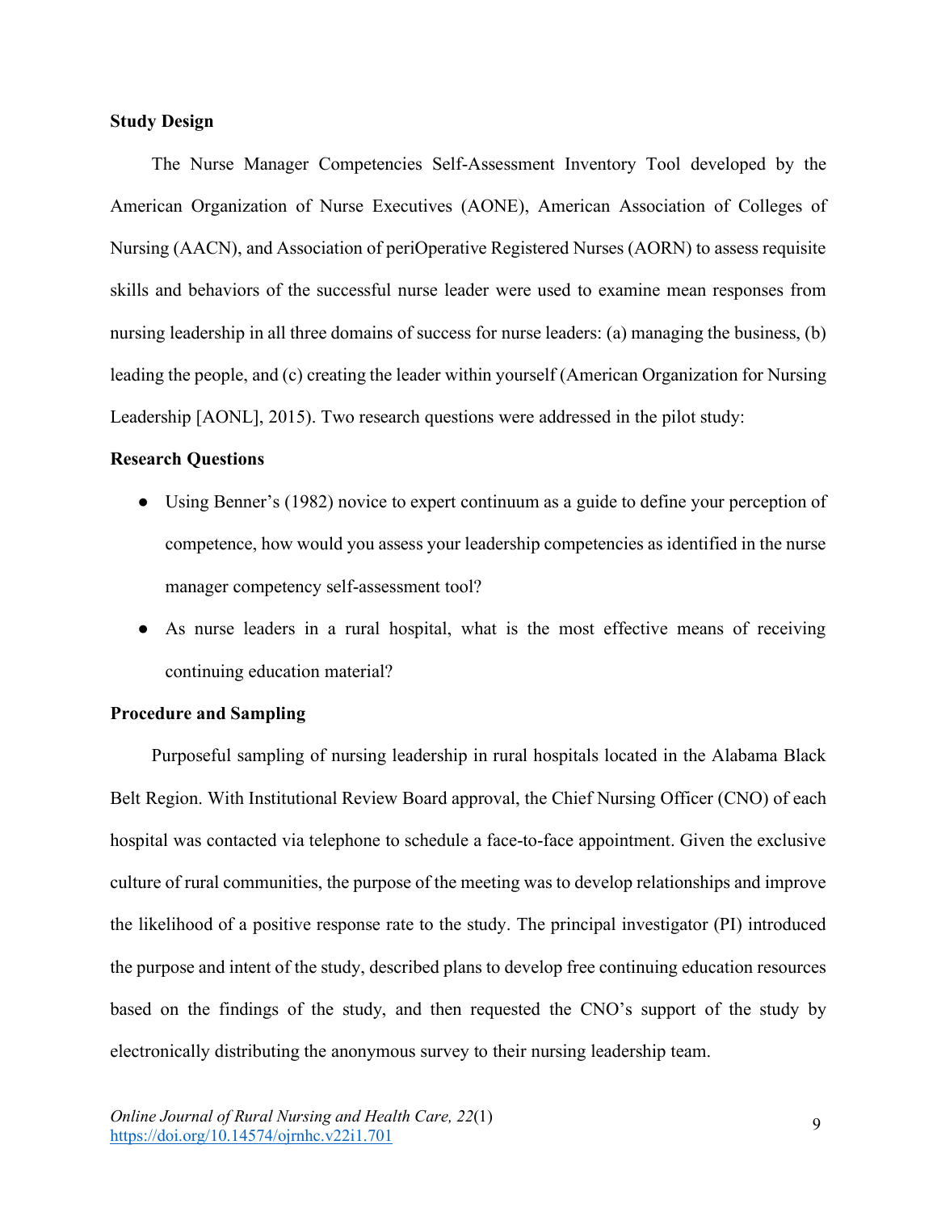**Study Design**

The Nurse Manager Competencies Self-Assessment Inventory Tool developed by the American Organization of Nurse Executives (AONE), American Association of Colleges of Nursing (AACN), and Association of periOperative Registered Nurses (AORN) to assess requisite skills and behaviors of the successful nurse leader were used to examine mean responses from nursing leadership in all three domains of success for nurse leaders: (a) managing the business, (b) leading the people, and (c) creating the leader within yourself (American Organization for Nursing Leadership [AONL], 2015). Two research questions were addressed in the pilot study:

**Research Questions**

- Using Benner's (1982) novice to expert continuum as a guide to define your perception of competence, how would you assess your leadership competencies as identified in the nurse manager competency self-assessment tool?
- As nurse leaders in a rural hospital, what is the most effective means of receiving continuing education material?

**Procedure and Sampling**

Purposeful sampling of nursing leadership in rural hospitals located in the Alabama Black Belt Region. With Institutional Review Board approval, the Chief Nursing Officer (CNO) of each hospital was contacted via telephone to schedule a face-to-face appointment. Given the exclusive culture of rural communities, the purpose of the meeting was to develop relationships and improve the likelihood of a positive response rate to the study. The principal investigator (PI) introduced the purpose and intent of the study, described plans to develop free continuing education resources based on the findings of the study, and then requested the CNO's support of the study by electronically distributing the anonymous survey to their nursing leadership team.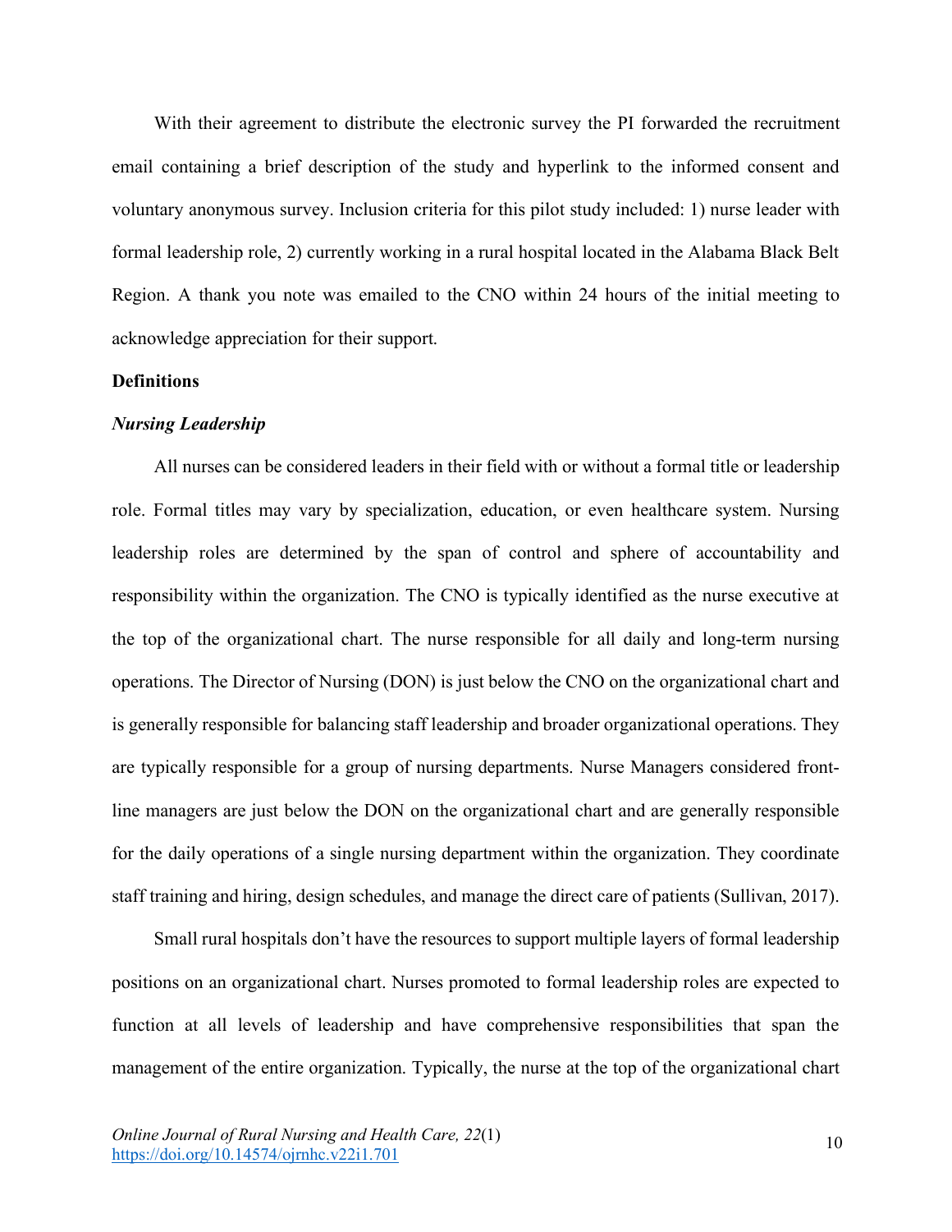With their agreement to distribute the electronic survey the PI forwarded the recruitment email containing a brief description of the study and hyperlink to the informed consent and voluntary anonymous survey. Inclusion criteria for this pilot study included: 1) nurse leader with formal leadership role, 2) currently working in a rural hospital located in the Alabama Black Belt Region. A thank you note was emailed to the CNO within 24 hours of the initial meeting to acknowledge appreciation for their support.

## Definitions

### *Nursing Leadership*

All nurses can be considered leaders in their field with or without a formal title or leadership role. Formal titles may vary by specialization, education, or even healthcare system. Nursing leadership roles are determined by the span of control and sphere of accountability and responsibility within the organization. The CNO is typically identified as the nurse executive at the top of the organizational chart. The nurse responsible for all daily and long-term nursing operations. The Director of Nursing (DON) is just below the CNO on the organizational chart and is generally responsible for balancing staff leadership and broader organizational operations. They are typically responsible for a group of nursing departments. Nurse Managers considered front-line managers are just below the DON on the organizational chart and are generally responsible for the daily operations of a single nursing department within the organization. They coordinate staff training and hiring, design schedules, and manage the direct care of patients (Sullivan, 2017).

Small rural hospitals don't have the resources to support multiple layers of formal leadership positions on an organizational chart. Nurses promoted to formal leadership roles are expected to function at all levels of leadership and have comprehensive responsibilities that span the management of the entire organization. Typically, the nurse at the top of the organizational chart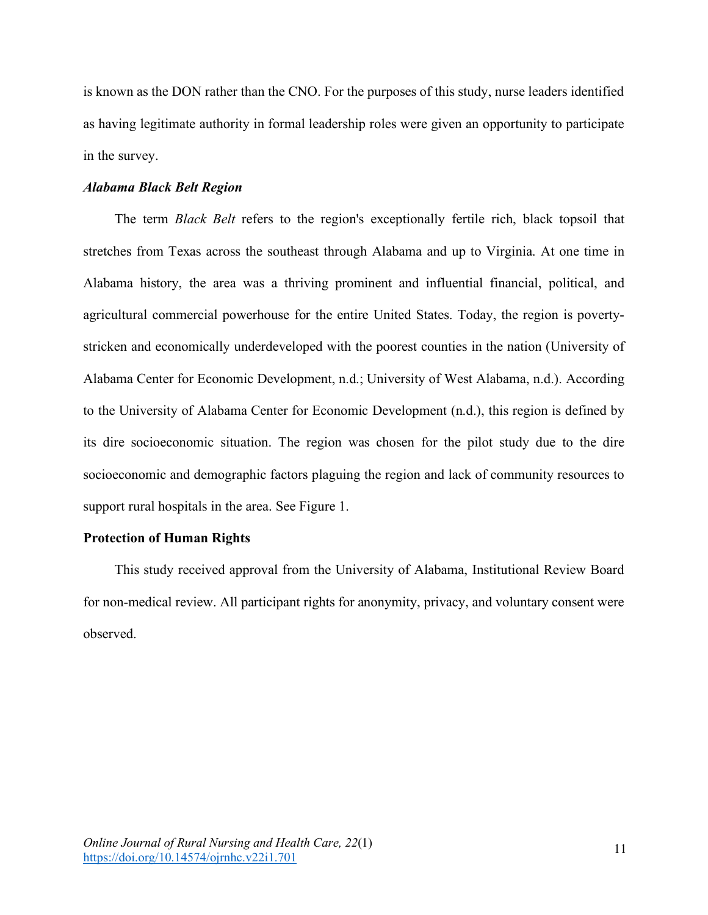is known as the DON rather than the CNO. For the purposes of this study, nurse leaders identified as having legitimate authority in formal leadership roles were given an opportunity to participate in the survey.

### *Alabama Black Belt Region*

The term *Black Belt* refers to the region's exceptionally fertile rich, black topsoil that stretches from Texas across the southeast through Alabama and up to Virginia. At one time in Alabama history, the area was a thriving prominent and influential financial, political, and agricultural commercial powerhouse for the entire United States. Today, the region is poverty-stricken and economically underdeveloped with the poorest counties in the nation (University of Alabama Center for Economic Development, n.d.; University of West Alabama, n.d.). According to the University of Alabama Center for Economic Development (n.d.), this region is defined by its dire socioeconomic situation. The region was chosen for the pilot study due to the dire socioeconomic and demographic factors plaguing the region and lack of community resources to support rural hospitals in the area. See Figure 1.

## Protection of Human Rights

This study received approval from the University of Alabama, Institutional Review Board for non-medical review. All participant rights for anonymity, privacy, and voluntary consent were observed.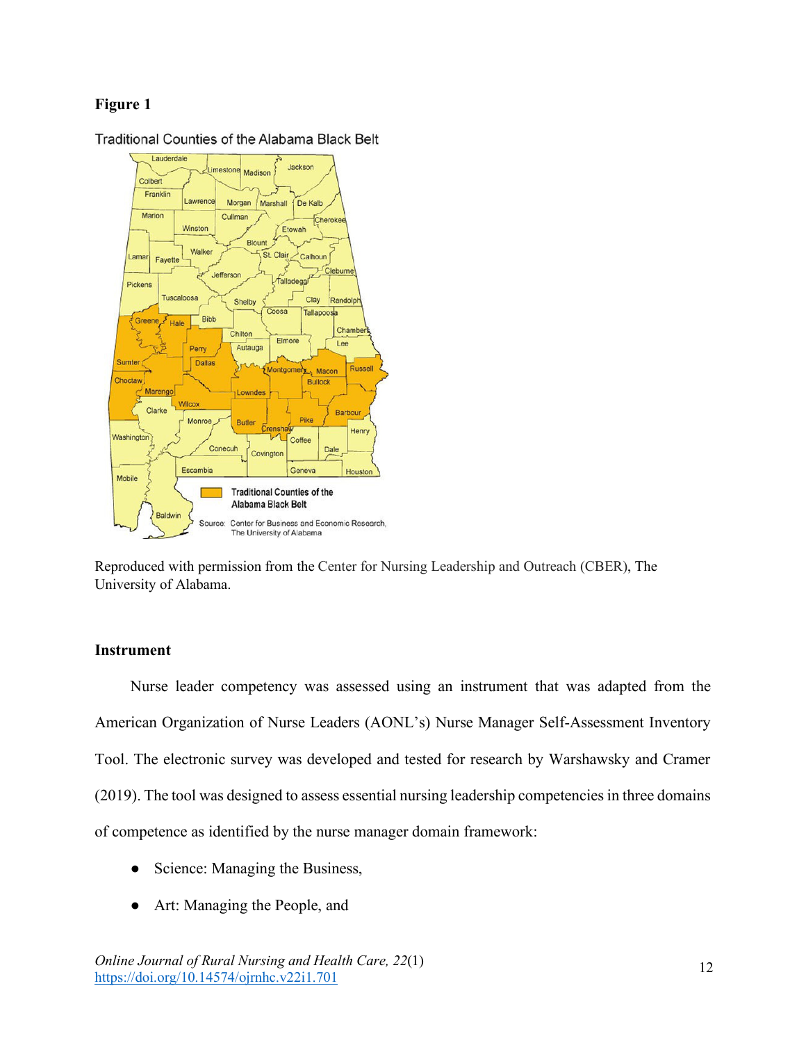**Figure 1**

Traditional Counties of the Alabama Black Belt

Reproduced with permission from the Center for Nursing Leadership and Outreach (CBER), The University of Alabama.

**Instrument**

Nurse leader competency was assessed using an instrument that was adapted from the American Organization of Nurse Leaders (AONL's) Nurse Manager Self-Assessment Inventory Tool. The electronic survey was developed and tested for research by Warshawsky and Cramer (2019). The tool was designed to assess essential nursing leadership competencies in three domains of competence as identified by the nurse manager domain framework:

- Science: Managing the Business,
- Art: Managing the People, and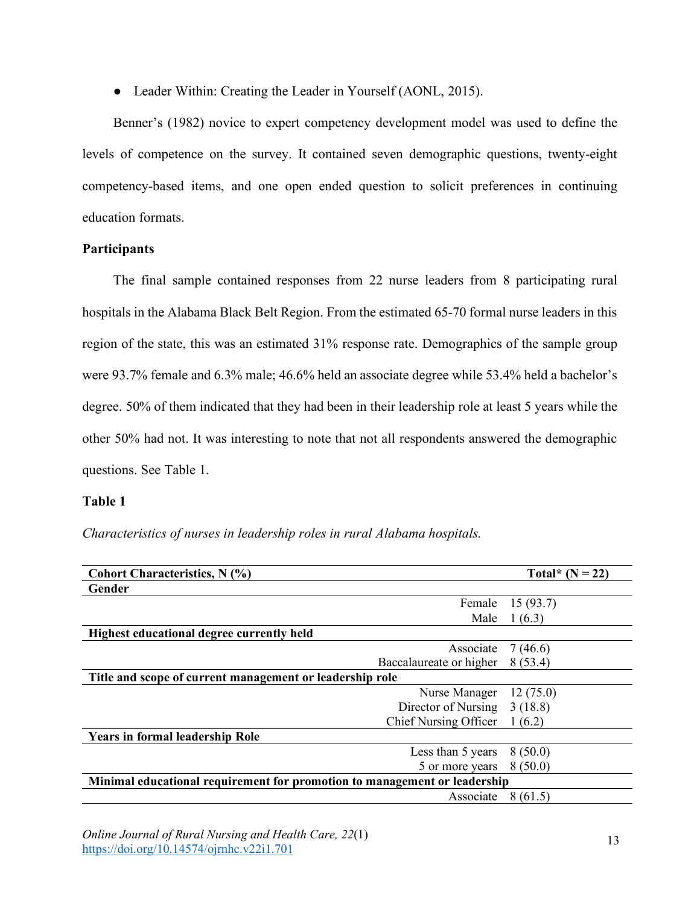- Leader Within: Creating the Leader in Yourself (AONL, 2015).

Benner's (1982) novice to expert competency development model was used to define the levels of competence on the survey. It contained seven demographic questions, twenty-eight competency-based items, and one open ended question to solicit preferences in continuing education formats.

**Participants**

The final sample contained responses from 22 nurse leaders from 8 participating rural hospitals in the Alabama Black Belt Region. From the estimated 65-70 formal nurse leaders in this region of the state, this was an estimated 31% response rate. Demographics of the sample group were 93.7% female and 6.3% male; 46.6% held an associate degree while 53.4% held a bachelor's degree. 50% of them indicated that they had been in their leadership role at least 5 years while the other 50% had not. It was interesting to note that not all respondents answered the demographic questions. See Table 1.

**Table 1**

*Characteristics of nurses in leadership roles in rural Alabama hospitals.*

| **Cohort Characteristics, N (%)** | **Total* (N = 22)** |
|---|---|
| **Gender** | |
| Female | 15 (93.7) |
| Male | 1 (6.3) |
| **Highest educational degree currently held** | |
| Associate | 7 (46.6) |
| Baccalaureate or higher | 8 (53.4) |
| **Title and scope of current management or leadership role** | |
| Nurse Manager | 12 (75.0) |
| Director of Nursing | 3 (18.8) |
| Chief Nursing Officer | 1 (6.2) |
| **Years in formal leadership Role** | |
| Less than 5 years | 8 (50.0) |
| 5 or more years | 8 (50.0) |
| **Minimal educational requirement for promotion to management or leadership** | |
| Associate | 8 (61.5) |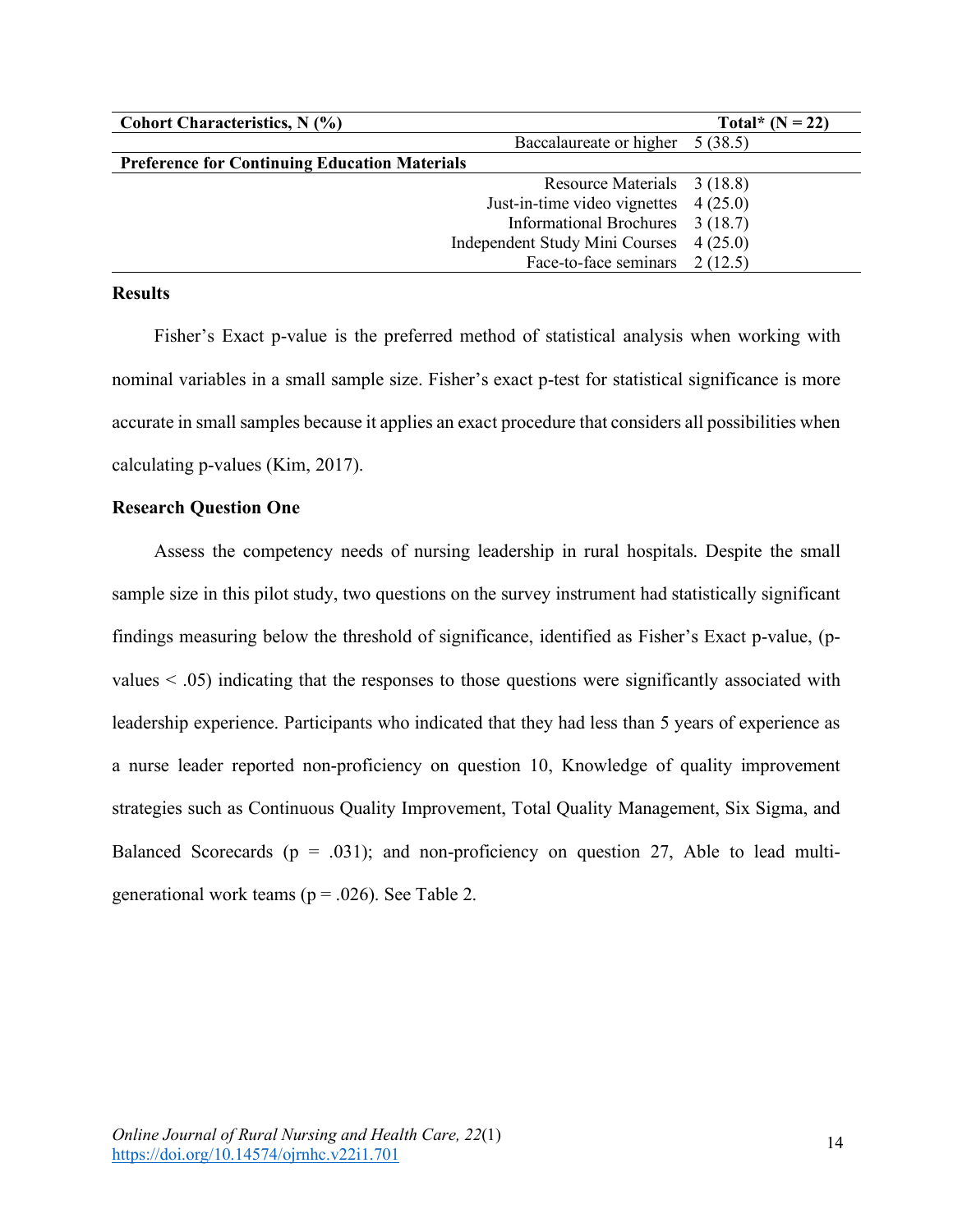| Cohort Characteristics, N (%) | Total* (N = 22) |
|---|---|
| Baccalaureate or higher | 5 (38.5) |
| **Preference for Continuing Education Materials** | |
| Resource Materials | 3 (18.8) |
| Just-in-time video vignettes | 4 (25.0) |
| Informational Brochures | 3 (18.7) |
| Independent Study Mini Courses | 4 (25.0) |
| Face-to-face seminars | 2 (12.5) |

## Results

Fisher's Exact p-value is the preferred method of statistical analysis when working with nominal variables in a small sample size. Fisher's exact p-test for statistical significance is more accurate in small samples because it applies an exact procedure that considers all possibilities when calculating p-values (Kim, 2017).

### Research Question One

Assess the competency needs of nursing leadership in rural hospitals. Despite the small sample size in this pilot study, two questions on the survey instrument had statistically significant findings measuring below the threshold of significance, identified as Fisher's Exact p-value, (p-values $< .05$) indicating that the responses to those questions were significantly associated with leadership experience. Participants who indicated that they had less than 5 years of experience as a nurse leader reported non-proficiency on question 10, Knowledge of quality improvement strategies such as Continuous Quality Improvement, Total Quality Management, Six Sigma, and Balanced Scorecards ($p = .031$); and non-proficiency on question 27, Able to lead multi-generational work teams ($p = .026$). See Table 2.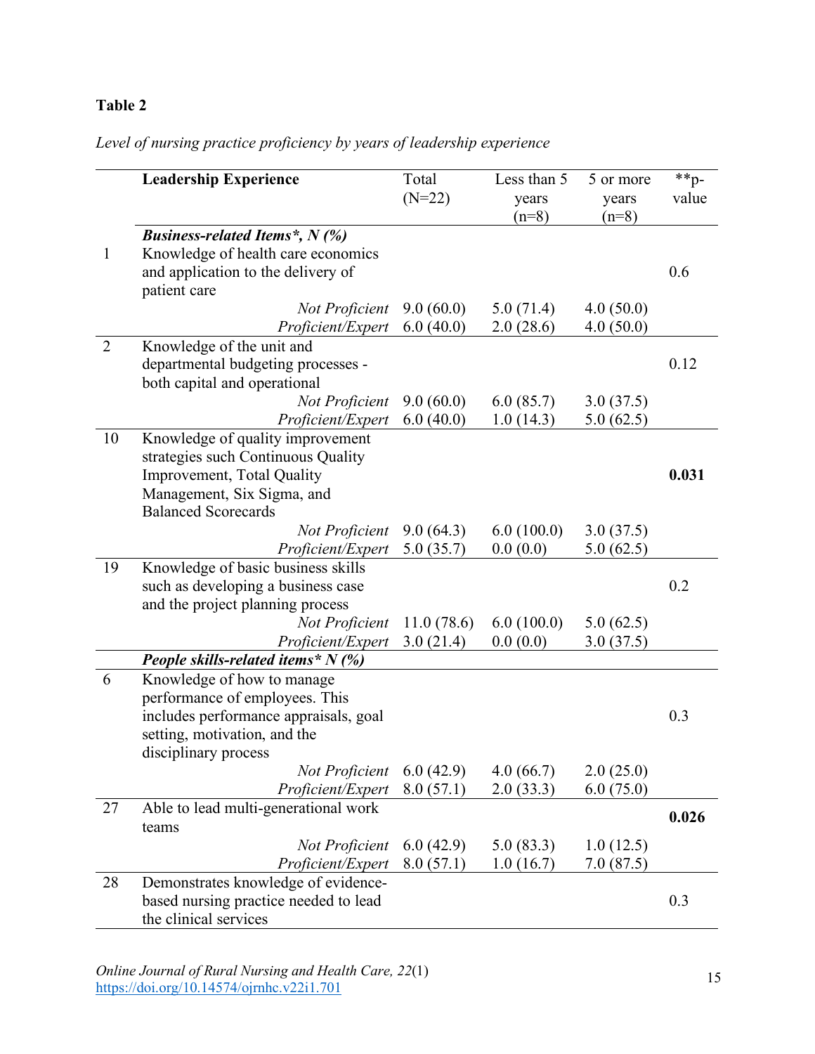**Table 2**

*Level of nursing practice proficiency by years of leadership experience*

| | **Leadership Experience** | Total (N=22) | Less than 5 years (n=8) | 5 or more years (n=8) | **p-value |
|---|---|---|---|---|---|
| | ***Business-related Items*, N (%)*** | | | | |
| 1 | Knowledge of health care economics and application to the delivery of patient care | | | | 0.6 |
| | *Not Proficient* | 9.0 (60.0) | 5.0 (71.4) | 4.0 (50.0) | |
| | *Proficient/Expert* | 6.0 (40.0) | 2.0 (28.6) | 4.0 (50.0) | |
| 2 | Knowledge of the unit and departmental budgeting processes - both capital and operational | | | | 0.12 |
| | *Not Proficient* | 9.0 (60.0) | 6.0 (85.7) | 3.0 (37.5) | |
| | *Proficient/Expert* | 6.0 (40.0) | 1.0 (14.3) | 5.0 (62.5) | |
| 10 | Knowledge of quality improvement strategies such Continuous Quality Improvement, Total Quality Management, Six Sigma, and Balanced Scorecards | | | | **0.031** |
| | *Not Proficient* | 9.0 (64.3) | 6.0 (100.0) | 3.0 (37.5) | |
| | *Proficient/Expert* | 5.0 (35.7) | 0.0 (0.0) | 5.0 (62.5) | |
| 19 | Knowledge of basic business skills such as developing a business case and the project planning process | | | | 0.2 |
| | *Not Proficient* | 11.0 (78.6) | 6.0 (100.0) | 5.0 (62.5) | |
| | *Proficient/Expert* | 3.0 (21.4) | 0.0 (0.0) | 3.0 (37.5) | |
| | ***People skills-related items* N (%)*** | | | | |
| 6 | Knowledge of how to manage performance of employees. This includes performance appraisals, goal setting, motivation, and the disciplinary process | | | | 0.3 |
| | *Not Proficient* | 6.0 (42.9) | 4.0 (66.7) | 2.0 (25.0) | |
| | *Proficient/Expert* | 8.0 (57.1) | 2.0 (33.3) | 6.0 (75.0) | |
| 27 | Able to lead multi-generational work teams | | | | **0.026** |
| | *Not Proficient* | 6.0 (42.9) | 5.0 (83.3) | 1.0 (12.5) | |
| | *Proficient/Expert* | 8.0 (57.1) | 1.0 (16.7) | 7.0 (87.5) | |
| 28 | Demonstrates knowledge of evidence-based nursing practice needed to lead the clinical services | | | | 0.3 |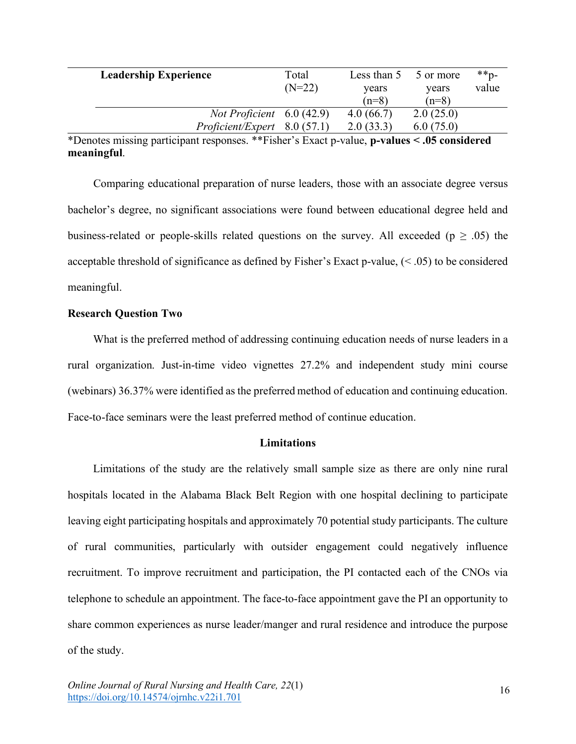| Leadership Experience | Total (N=22) | Less than 5 years (n=8) | 5 or more years (n=8) | **p-value |
|---|---|---|---|---|
| *Not Proficient* | 6.0 (42.9) | 4.0 (66.7) | 2.0 (25.0) | |
| *Proficient/Expert* | 8.0 (57.1) | 2.0 (33.3) | 6.0 (75.0) | |

*Denotes missing participant responses. **Fisher's Exact p-value, **p-values < .05 considered meaningful**.

Comparing educational preparation of nurse leaders, those with an associate degree versus bachelor's degree, no significant associations were found between educational degree held and business-related or people-skills related questions on the survey. All exceeded ($p \geq .05$) the acceptable threshold of significance as defined by Fisher's Exact p-value, ($< .05$) to be considered meaningful.

### Research Question Two

What is the preferred method of addressing continuing education needs of nurse leaders in a rural organization. Just-in-time video vignettes 27.2% and independent study mini course (webinars) 36.37% were identified as the preferred method of education and continuing education. Face-to-face seminars were the least preferred method of continue education.

## Limitations

Limitations of the study are the relatively small sample size as there are only nine rural hospitals located in the Alabama Black Belt Region with one hospital declining to participate leaving eight participating hospitals and approximately 70 potential study participants. The culture of rural communities, particularly with outsider engagement could negatively influence recruitment. To improve recruitment and participation, the PI contacted each of the CNOs via telephone to schedule an appointment. The face-to-face appointment gave the PI an opportunity to share common experiences as nurse leader/manger and rural residence and introduce the purpose of the study.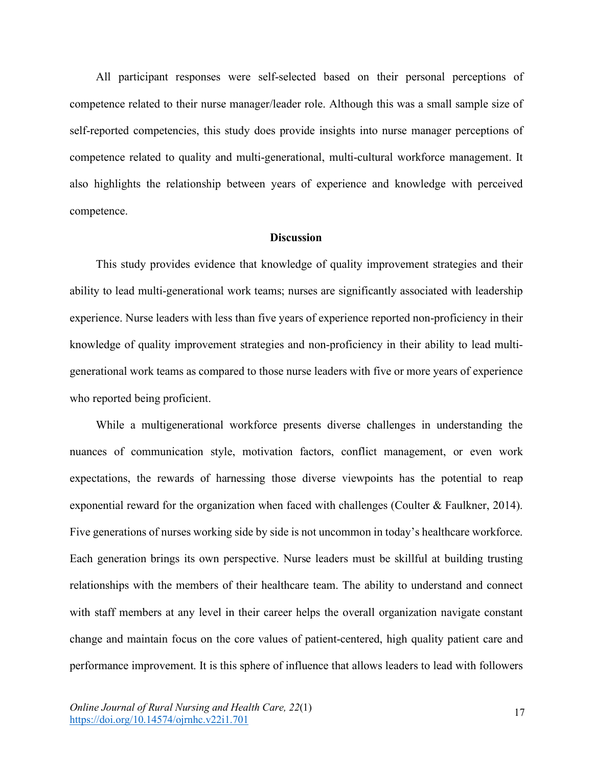All participant responses were self-selected based on their personal perceptions of competence related to their nurse manager/leader role. Although this was a small sample size of self-reported competencies, this study does provide insights into nurse manager perceptions of competence related to quality and multi-generational, multi-cultural workforce management. It also highlights the relationship between years of experience and knowledge with perceived competence.

## Discussion

This study provides evidence that knowledge of quality improvement strategies and their ability to lead multi-generational work teams; nurses are significantly associated with leadership experience. Nurse leaders with less than five years of experience reported non-proficiency in their knowledge of quality improvement strategies and non-proficiency in their ability to lead multi-generational work teams as compared to those nurse leaders with five or more years of experience who reported being proficient.

While a multigenerational workforce presents diverse challenges in understanding the nuances of communication style, motivation factors, conflict management, or even work expectations, the rewards of harnessing those diverse viewpoints has the potential to reap exponential reward for the organization when faced with challenges (Coulter & Faulkner, 2014). Five generations of nurses working side by side is not uncommon in today's healthcare workforce. Each generation brings its own perspective. Nurse leaders must be skillful at building trusting relationships with the members of their healthcare team. The ability to understand and connect with staff members at any level in their career helps the overall organization navigate constant change and maintain focus on the core values of patient-centered, high quality patient care and performance improvement. It is this sphere of influence that allows leaders to lead with followers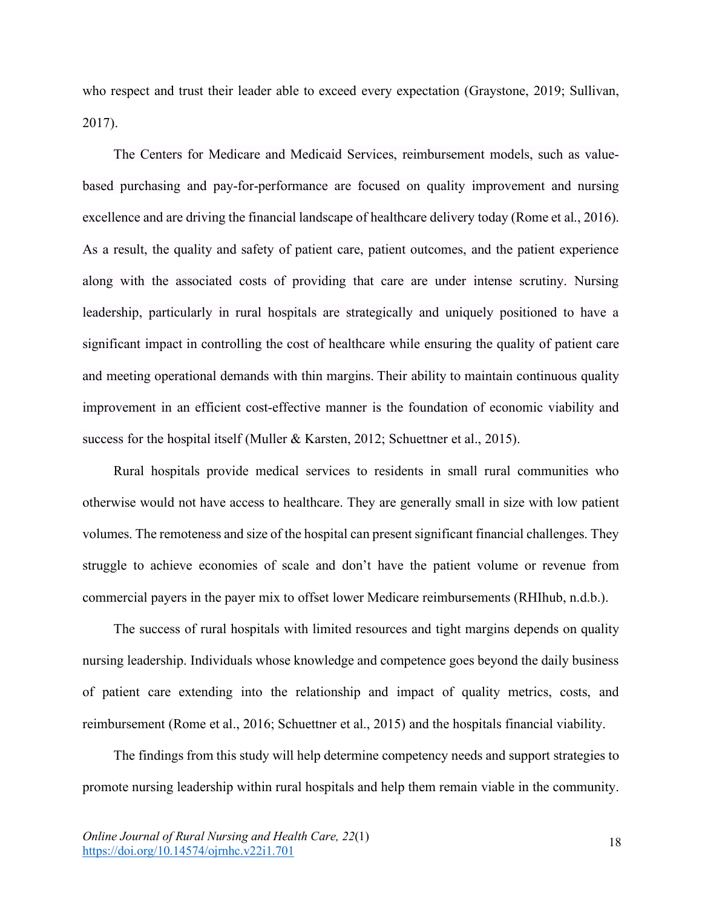who respect and trust their leader able to exceed every expectation (Graystone, 2019; Sullivan, 2017).

The Centers for Medicare and Medicaid Services, reimbursement models, such as value-based purchasing and pay-for-performance are focused on quality improvement and nursing excellence and are driving the financial landscape of healthcare delivery today (Rome et al., 2016). As a result, the quality and safety of patient care, patient outcomes, and the patient experience along with the associated costs of providing that care are under intense scrutiny. Nursing leadership, particularly in rural hospitals are strategically and uniquely positioned to have a significant impact in controlling the cost of healthcare while ensuring the quality of patient care and meeting operational demands with thin margins. Their ability to maintain continuous quality improvement in an efficient cost-effective manner is the foundation of economic viability and success for the hospital itself (Muller & Karsten, 2012; Schuettner et al., 2015).

Rural hospitals provide medical services to residents in small rural communities who otherwise would not have access to healthcare. They are generally small in size with low patient volumes. The remoteness and size of the hospital can present significant financial challenges. They struggle to achieve economies of scale and don't have the patient volume or revenue from commercial payers in the payer mix to offset lower Medicare reimbursements (RHIhub, n.d.b.).

The success of rural hospitals with limited resources and tight margins depends on quality nursing leadership. Individuals whose knowledge and competence goes beyond the daily business of patient care extending into the relationship and impact of quality metrics, costs, and reimbursement (Rome et al., 2016; Schuettner et al., 2015) and the hospitals financial viability.

The findings from this study will help determine competency needs and support strategies to promote nursing leadership within rural hospitals and help them remain viable in the community.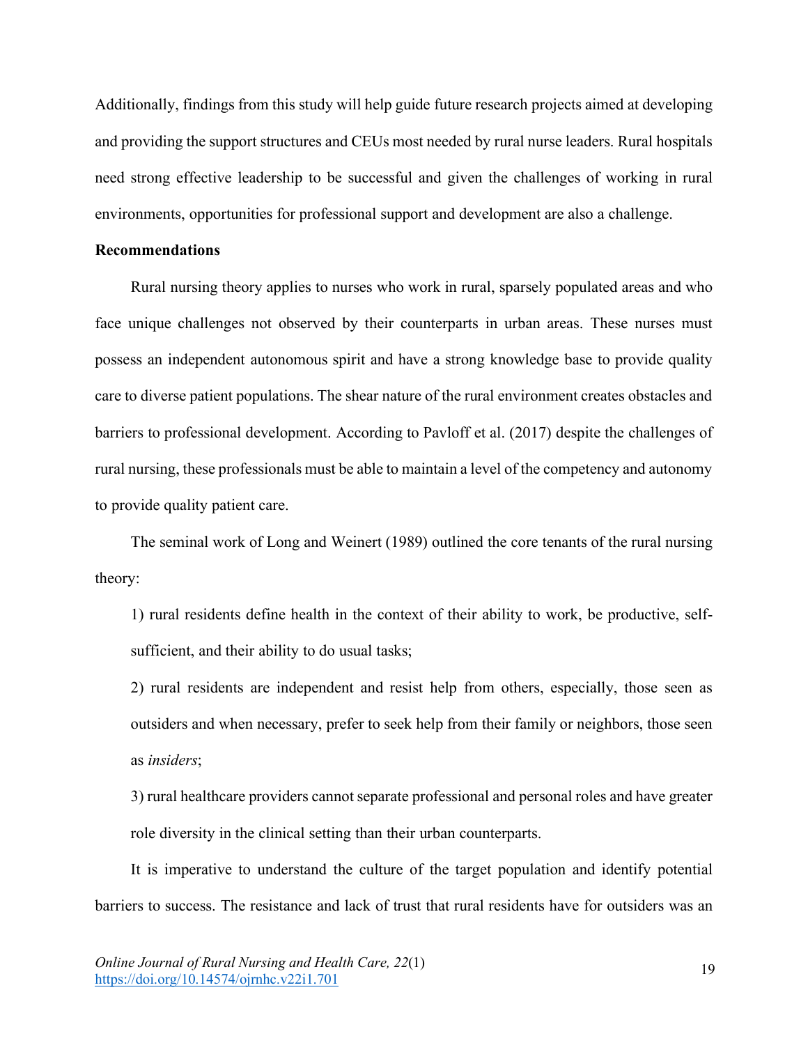Additionally, findings from this study will help guide future research projects aimed at developing and providing the support structures and CEUs most needed by rural nurse leaders. Rural hospitals need strong effective leadership to be successful and given the challenges of working in rural environments, opportunities for professional support and development are also a challenge.

**Recommendations**

Rural nursing theory applies to nurses who work in rural, sparsely populated areas and who face unique challenges not observed by their counterparts in urban areas. These nurses must possess an independent autonomous spirit and have a strong knowledge base to provide quality care to diverse patient populations. The shear nature of the rural environment creates obstacles and barriers to professional development. According to Pavloff et al. (2017) despite the challenges of rural nursing, these professionals must be able to maintain a level of the competency and autonomy to provide quality patient care.

The seminal work of Long and Weinert (1989) outlined the core tenants of the rural nursing theory:

1) rural residents define health in the context of their ability to work, be productive, self-sufficient, and their ability to do usual tasks;

2) rural residents are independent and resist help from others, especially, those seen as outsiders and when necessary, prefer to seek help from their family or neighbors, those seen as *insiders*;

3) rural healthcare providers cannot separate professional and personal roles and have greater role diversity in the clinical setting than their urban counterparts.

It is imperative to understand the culture of the target population and identify potential barriers to success. The resistance and lack of trust that rural residents have for outsiders was an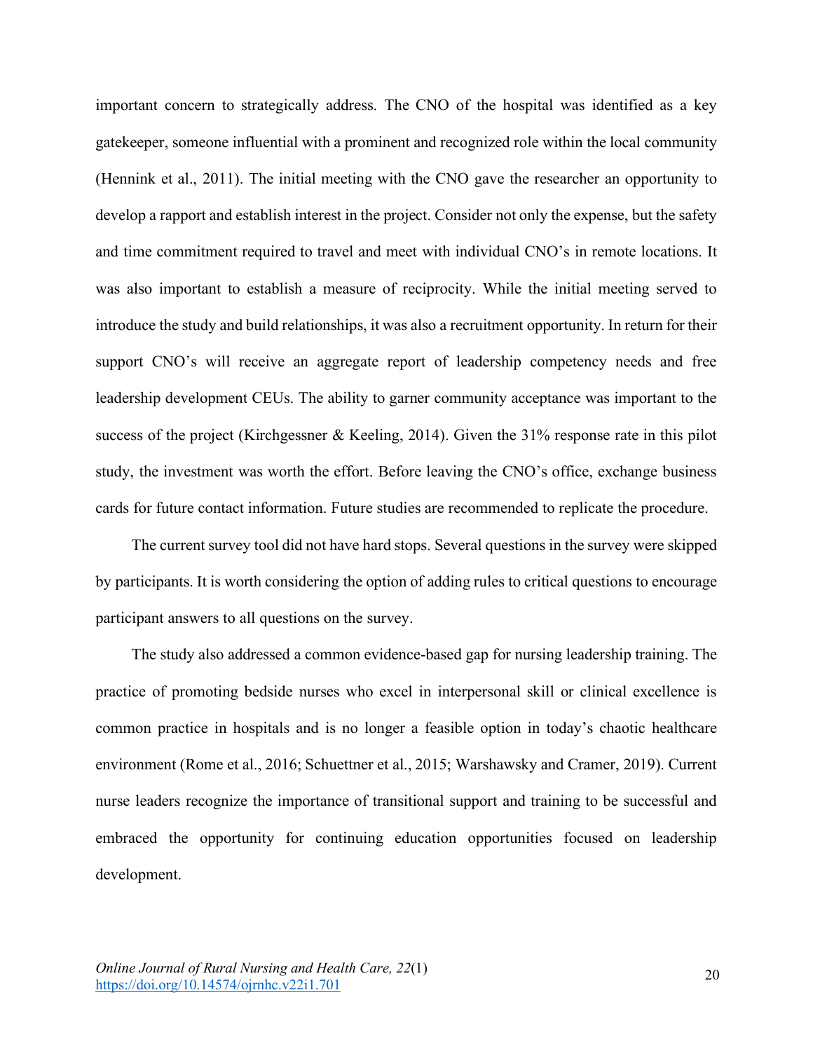important concern to strategically address. The CNO of the hospital was identified as a key gatekeeper, someone influential with a prominent and recognized role within the local community (Hennink et al., 2011). The initial meeting with the CNO gave the researcher an opportunity to develop a rapport and establish interest in the project. Consider not only the expense, but the safety and time commitment required to travel and meet with individual CNO's in remote locations. It was also important to establish a measure of reciprocity. While the initial meeting served to introduce the study and build relationships, it was also a recruitment opportunity. In return for their support CNO's will receive an aggregate report of leadership competency needs and free leadership development CEUs. The ability to garner community acceptance was important to the success of the project (Kirchgessner & Keeling, 2014). Given the 31% response rate in this pilot study, the investment was worth the effort. Before leaving the CNO's office, exchange business cards for future contact information. Future studies are recommended to replicate the procedure.

The current survey tool did not have hard stops. Several questions in the survey were skipped by participants. It is worth considering the option of adding rules to critical questions to encourage participant answers to all questions on the survey.

The study also addressed a common evidence-based gap for nursing leadership training. The practice of promoting bedside nurses who excel in interpersonal skill or clinical excellence is common practice in hospitals and is no longer a feasible option in today's chaotic healthcare environment (Rome et al., 2016; Schuettner et al., 2015; Warshawsky and Cramer, 2019). Current nurse leaders recognize the importance of transitional support and training to be successful and embraced the opportunity for continuing education opportunities focused on leadership development.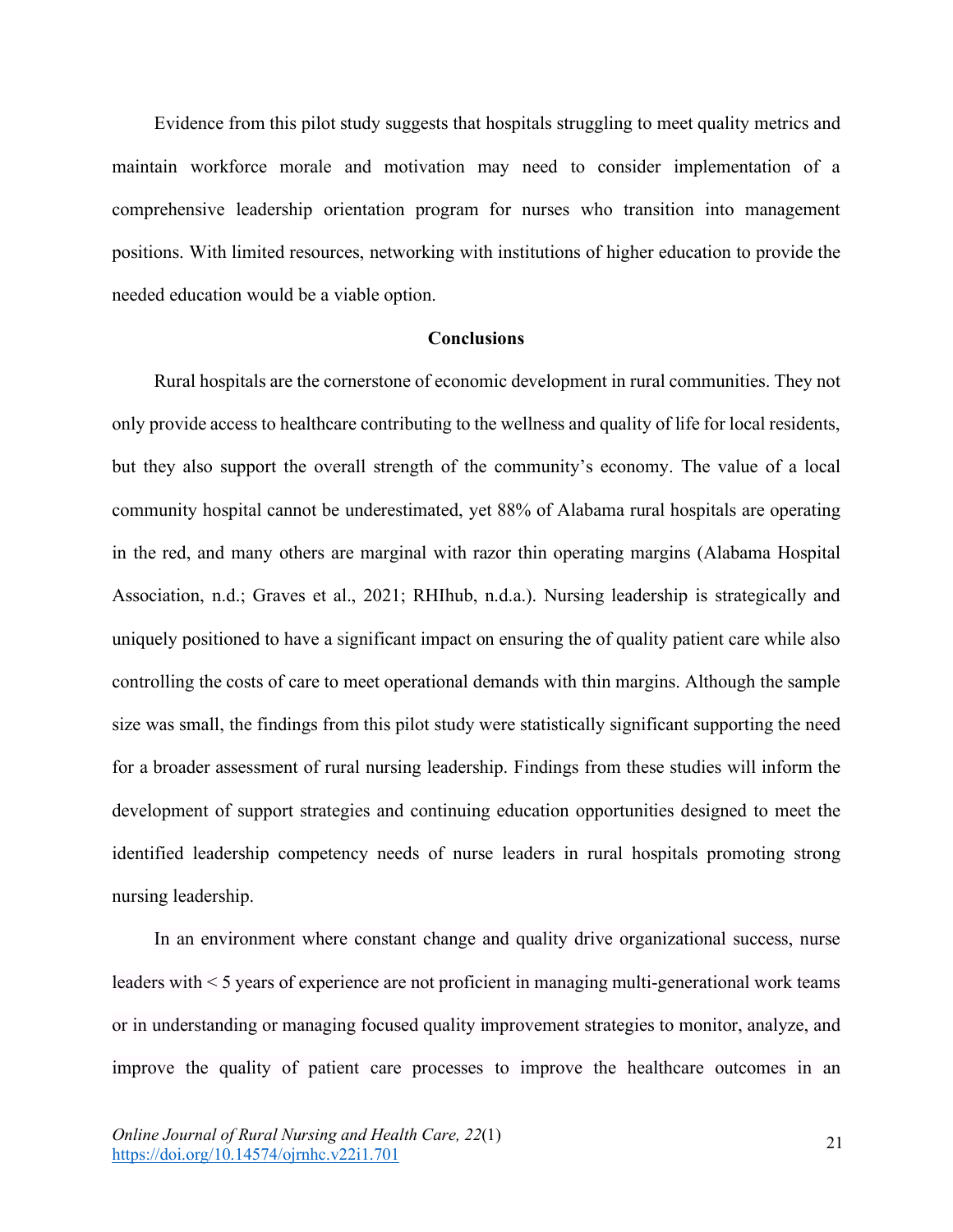Evidence from this pilot study suggests that hospitals struggling to meet quality metrics and maintain workforce morale and motivation may need to consider implementation of a comprehensive leadership orientation program for nurses who transition into management positions. With limited resources, networking with institutions of higher education to provide the needed education would be a viable option.

## Conclusions

Rural hospitals are the cornerstone of economic development in rural communities. They not only provide access to healthcare contributing to the wellness and quality of life for local residents, but they also support the overall strength of the community's economy. The value of a local community hospital cannot be underestimated, yet 88% of Alabama rural hospitals are operating in the red, and many others are marginal with razor thin operating margins (Alabama Hospital Association, n.d.; Graves et al., 2021; RHIhub, n.d.a.). Nursing leadership is strategically and uniquely positioned to have a significant impact on ensuring the of quality patient care while also controlling the costs of care to meet operational demands with thin margins. Although the sample size was small, the findings from this pilot study were statistically significant supporting the need for a broader assessment of rural nursing leadership. Findings from these studies will inform the development of support strategies and continuing education opportunities designed to meet the identified leadership competency needs of nurse leaders in rural hospitals promoting strong nursing leadership.

In an environment where constant change and quality drive organizational success, nurse leaders with < 5 years of experience are not proficient in managing multi-generational work teams or in understanding or managing focused quality improvement strategies to monitor, analyze, and improve the quality of patient care processes to improve the healthcare outcomes in an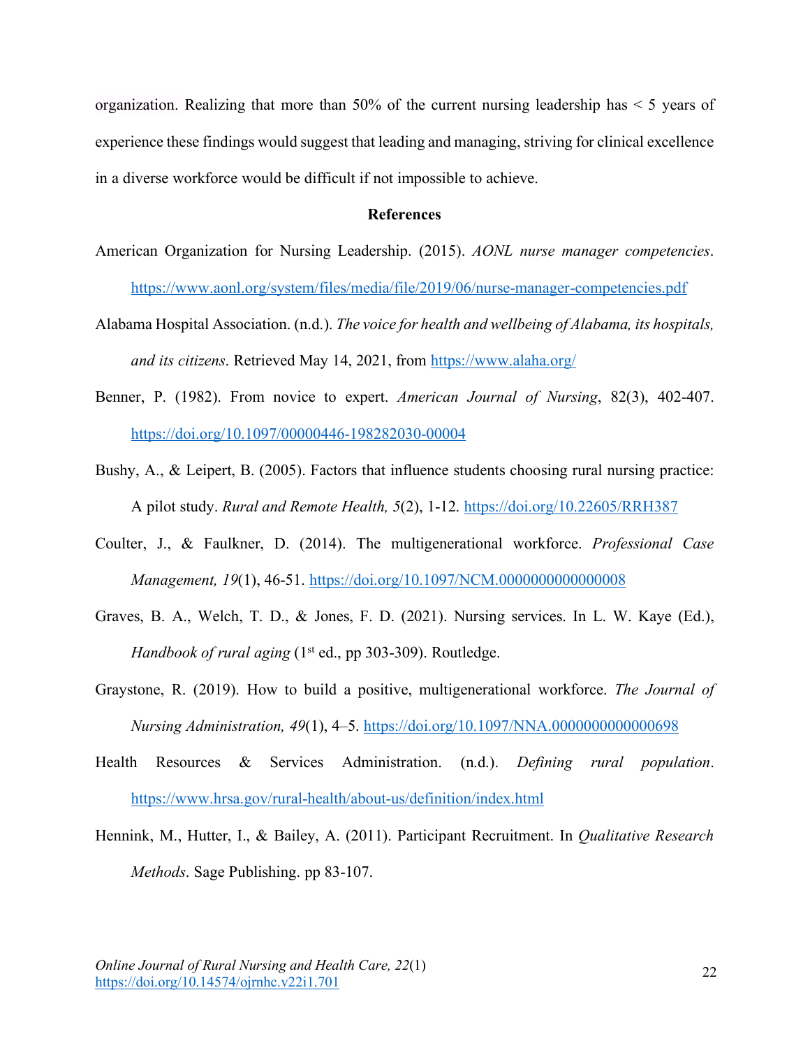organization. Realizing that more than 50% of the current nursing leadership has < 5 years of experience these findings would suggest that leading and managing, striving for clinical excellence in a diverse workforce would be difficult if not impossible to achieve.

## References

American Organization for Nursing Leadership. (2015). *AONL nurse manager competencies*. https://www.aonl.org/system/files/media/file/2019/06/nurse-manager-competencies.pdf

Alabama Hospital Association. (n.d.). *The voice for health and wellbeing of Alabama, its hospitals, and its citizens*. Retrieved May 14, 2021, from https://www.alaha.org/

Benner, P. (1982). From novice to expert. *American Journal of Nursing*, 82(3), 402-407. https://doi.org/10.1097/00000446-198282030-00004

Bushy, A., & Leipert, B. (2005). Factors that influence students choosing rural nursing practice: A pilot study. *Rural and Remote Health, 5*(2), 1-12. https://doi.org/10.22605/RRH387

Coulter, J., & Faulkner, D. (2014). The multigenerational workforce. *Professional Case Management, 19*(1), 46-51. https://doi.org/10.1097/NCM.0000000000000008

Graves, B. A., Welch, T. D., & Jones, F. D. (2021). Nursing services. In L. W. Kaye (Ed.), *Handbook of rural aging* (1st ed., pp 303-309). Routledge.

Graystone, R. (2019). How to build a positive, multigenerational workforce. *The Journal of Nursing Administration, 49*(1), 4–5. https://doi.org/10.1097/NNA.0000000000000698

Health Resources & Services Administration. (n.d.). *Defining rural population*. https://www.hrsa.gov/rural-health/about-us/definition/index.html

Hennink, M., Hutter, I., & Bailey, A. (2011). Participant Recruitment. In *Qualitative Research Methods*. Sage Publishing. pp 83-107.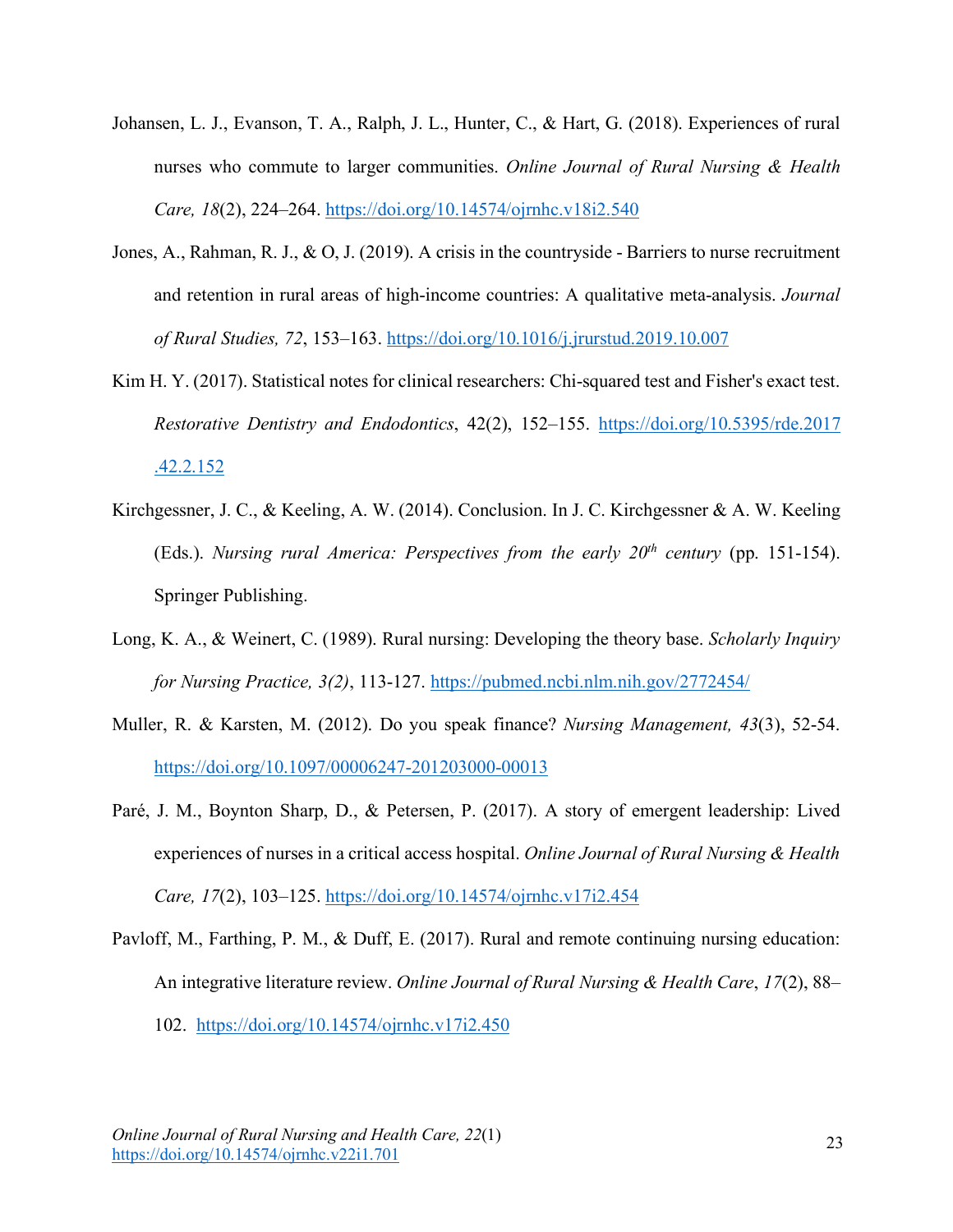Johansen, L. J., Evanson, T. A., Ralph, J. L., Hunter, C., & Hart, G. (2018). Experiences of rural nurses who commute to larger communities. *Online Journal of Rural Nursing & Health Care, 18*(2), 224–264. https://doi.org/10.14574/ojrnhc.v18i2.540

Jones, A., Rahman, R. J., & O, J. (2019). A crisis in the countryside - Barriers to nurse recruitment and retention in rural areas of high-income countries: A qualitative meta-analysis. *Journal of Rural Studies, 72*, 153–163. https://doi.org/10.1016/j.jrurstud.2019.10.007

Kim H. Y. (2017). Statistical notes for clinical researchers: Chi-squared test and Fisher's exact test. *Restorative Dentistry and Endodontics*, 42(2), 152–155. https://doi.org/10.5395/rde.2017.42.2.152

Kirchgessner, J. C., & Keeling, A. W. (2014). Conclusion. In J. C. Kirchgessner & A. W. Keeling (Eds.). *Nursing rural America: Perspectives from the early 20th century* (pp. 151-154). Springer Publishing.

Long, K. A., & Weinert, C. (1989). Rural nursing: Developing the theory base. *Scholarly Inquiry for Nursing Practice, 3(2)*, 113-127. https://pubmed.ncbi.nlm.nih.gov/2772454/

Muller, R. & Karsten, M. (2012). Do you speak finance? *Nursing Management, 43*(3), 52-54. https://doi.org/10.1097/00006247-201203000-00013

Paré, J. M., Boynton Sharp, D., & Petersen, P. (2017). A story of emergent leadership: Lived experiences of nurses in a critical access hospital. *Online Journal of Rural Nursing & Health Care, 17*(2), 103–125. https://doi.org/10.14574/ojrnhc.v17i2.454

Pavloff, M., Farthing, P. M., & Duff, E. (2017). Rural and remote continuing nursing education: An integrative literature review. *Online Journal of Rural Nursing & Health Care*, *17*(2), 88–102. https://doi.org/10.14574/ojrnhc.v17i2.450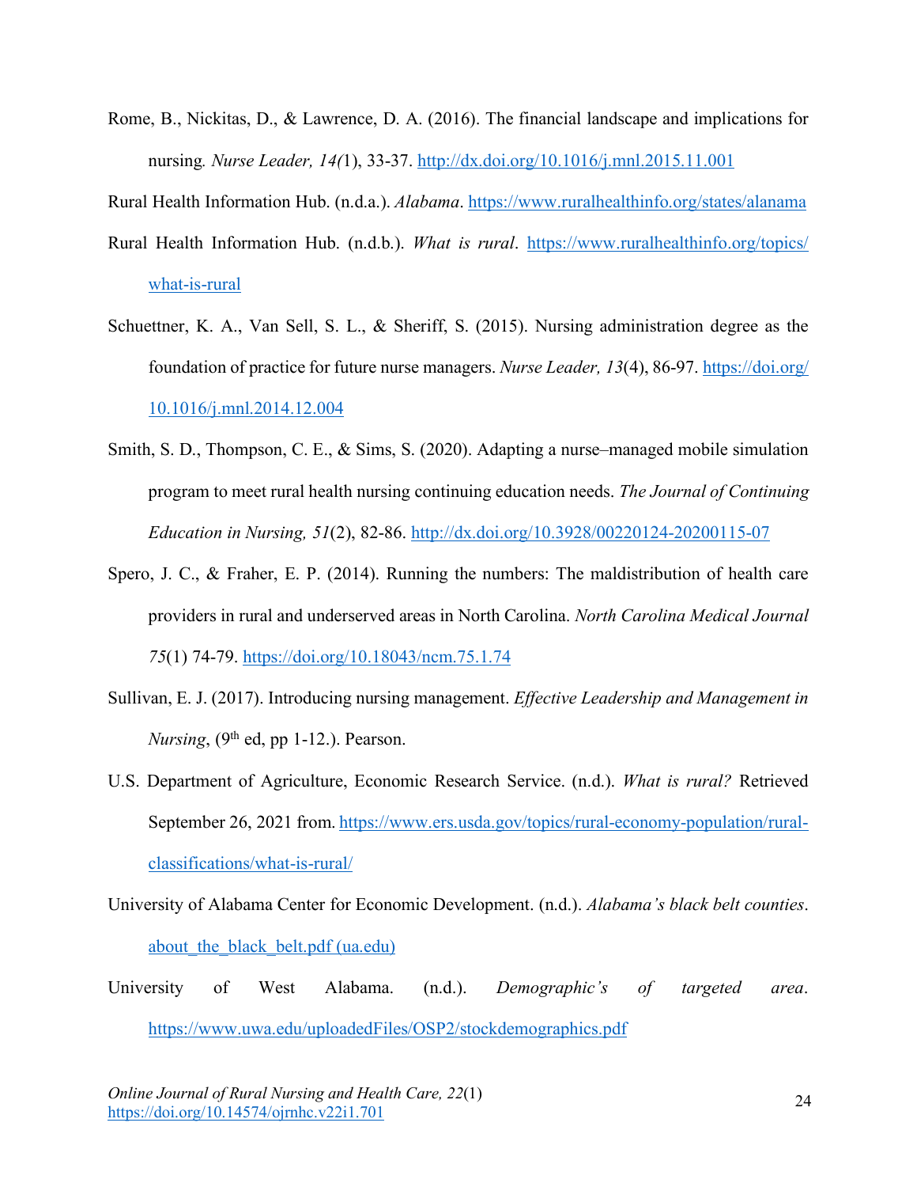Rome, B., Nickitas, D., & Lawrence, D. A. (2016). The financial landscape and implications for nursing. *Nurse Leader, 14(*1), 33-37. http://dx.doi.org/10.1016/j.mnl.2015.11.001

Rural Health Information Hub. (n.d.a.). *Alabama*. https://www.ruralhealthinfo.org/states/alanama

Rural Health Information Hub. (n.d.b.). *What is rural*. https://www.ruralhealthinfo.org/topics/what-is-rural

Schuettner, K. A., Van Sell, S. L., & Sheriff, S. (2015). Nursing administration degree as the foundation of practice for future nurse managers. *Nurse Leader, 13*(4), 86-97. https://doi.org/10.1016/j.mnl.2014.12.004

Smith, S. D., Thompson, C. E., & Sims, S. (2020). Adapting a nurse–managed mobile simulation program to meet rural health nursing continuing education needs. *The Journal of Continuing Education in Nursing, 51*(2), 82-86. http://dx.doi.org/10.3928/00220124-20200115-07

Spero, J. C., & Fraher, E. P. (2014). Running the numbers: The maldistribution of health care providers in rural and underserved areas in North Carolina. *North Carolina Medical Journal 75*(1) 74-79. https://doi.org/10.18043/ncm.75.1.74

Sullivan, E. J. (2017). Introducing nursing management. *Effective Leadership and Management in Nursing*, (9th ed, pp 1-12.). Pearson.

U.S. Department of Agriculture, Economic Research Service. (n.d.). *What is rural?* Retrieved September 26, 2021 from. https://www.ers.usda.gov/topics/rural-economy-population/rural-classifications/what-is-rural/

University of Alabama Center for Economic Development. (n.d.). *Alabama's black belt counties*. about_the_black_belt.pdf (ua.edu)

University of West Alabama. (n.d.). *Demographic's of targeted area*. https://www.uwa.edu/uploadedFiles/OSP2/stockdemographics.pdf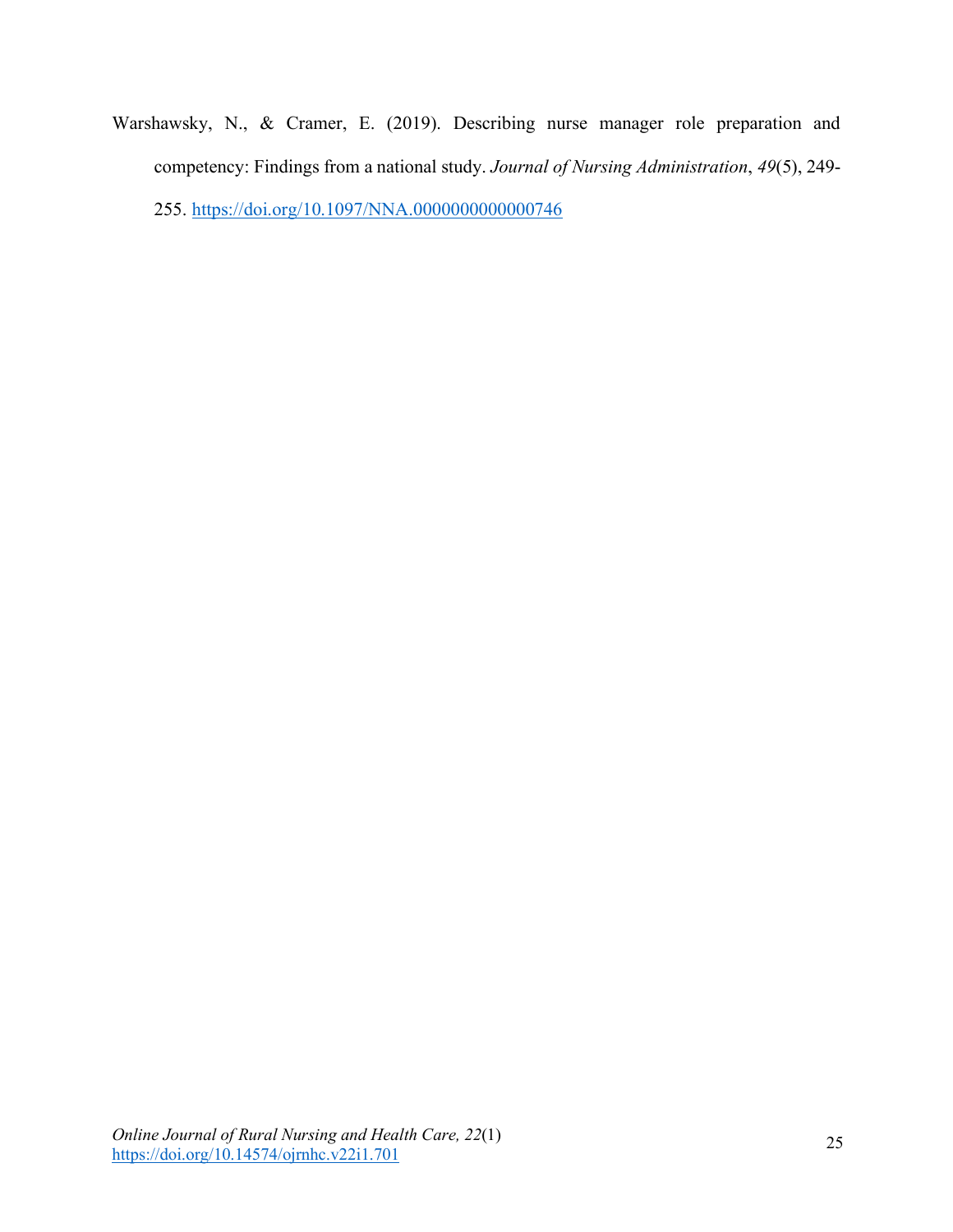Warshawsky, N., & Cramer, E. (2019). Describing nurse manager role preparation and competency: Findings from a national study. *Journal of Nursing Administration*, *49*(5), 249-255. https://doi.org/10.1097/NNA.0000000000000746